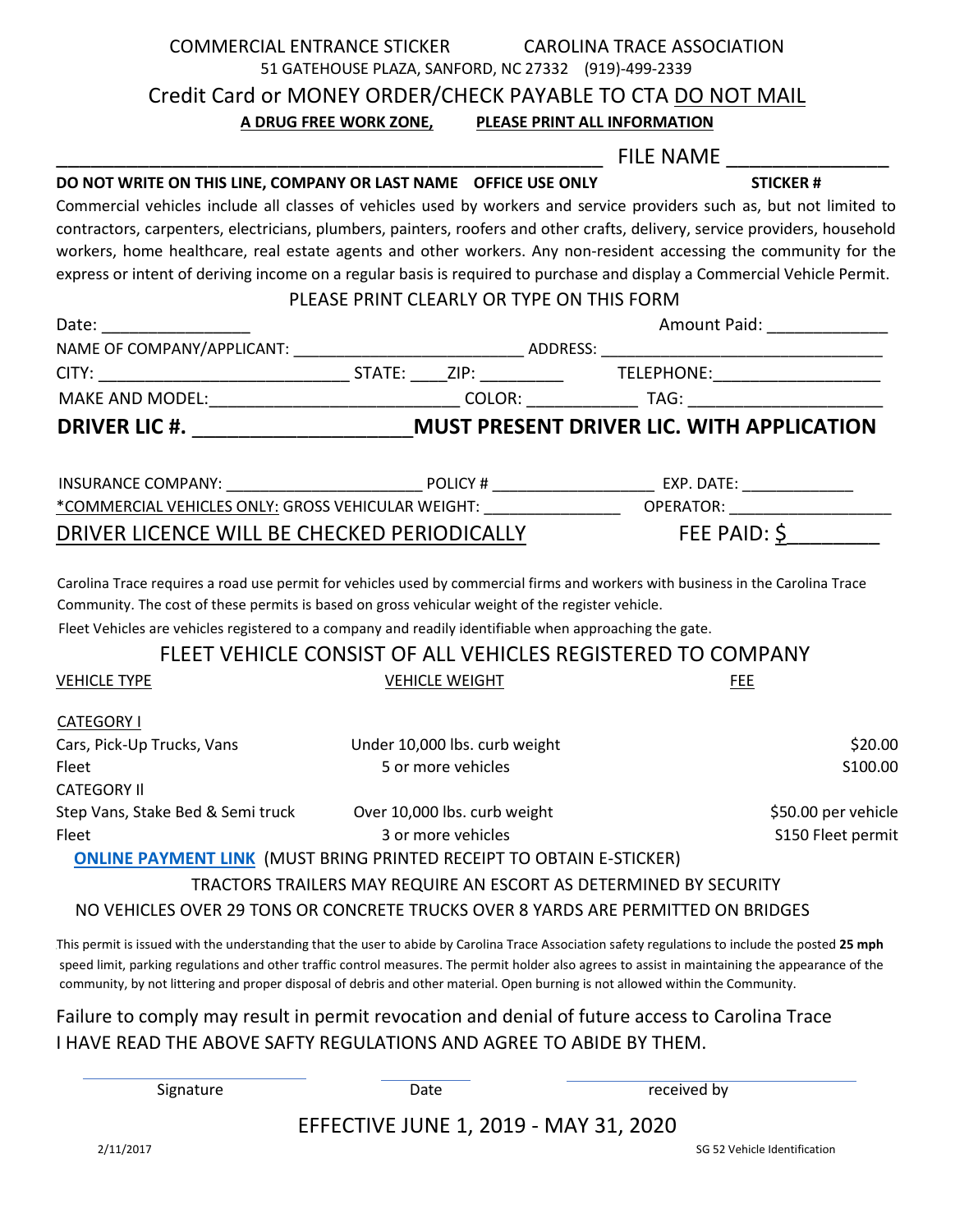COMMERCIAL ENTRANCE STICKER CAROLINA TRACE ASSOCIATION

51 GATEHOUSE PLAZA, SANFORD, NC 27332 (919)-499-2339

Credit Card or MONEY ORDER/CHECK PAYABLE TO CTA DO NOT MAIL

**A DRUG FREE WORK ZONE, PLEASE PRINT ALL INFORMATION**

_______________________________________________ FILE NAME _______________

**DO NOT WRITE ON THIS LINE, COMPANY OR LAST NAME OFFICE USE ONLY STICKER #**

Commercial vehicles include all classes of vehicles used by workers and service providers such as, but not limited to contractors, carpenters, electricians, plumbers, painters, roofers and other crafts, delivery, service providers, household workers, home healthcare, real estate agents and other workers. Any non-resident accessing the community for the express or intent of deriving income on a regular basis is required to purchase and display a Commercial Vehicle Permit.

PLEASE PRINT CLEARLY OR TYPE ON THIS FORM

Date: ________________ Amount Paid: _____________

NAME OF COMPANY/APPLICANT: __________________________ ADDRESS: _______________________________

CITY: ___________________________ STATE: ____ZIP: _________ TELEPHONE:__________________

MAKE AND MODEL:___________________________ COLOR: ____________ TAG: _____________________

**DRIVER LIC #. ____________________ MUST PRESENT DRIVER LIC. WITH APPLICATION**

INSURANCE COMPANY: ______________________ POLICY # __________________ EXP. DATE: _____________

*COMMERCIAL VEHICLES ONLY: GROSS VEHICULAR WEIGHT: _______________ OPERATOR: ___________________

DRIVER LICENCE WILL BE CHECKED PERIODICALLY FEE PAID: $________

Carolina Trace requires a road use permit for vehicles used by commercial firms and workers with business in the Carolina Trace Community. The cost of these permits is based on gross vehicular weight of the register vehicle.

Fleet Vehicles are vehicles registered to a company and readily identifiable when approaching the gate.

FLEET VEHICLE CONSIST OF ALL VEHICLES REGISTERED TO COMPANY

| VEHICLE TYPE | VEHICLE WEIGHT | FEE |
|---|---|---|
| CATEGORY I | | |
| Cars, Pick-Up Trucks, Vans | Under 10,000 lbs. curb weight | $20.00 |
| Fleet | 5 or more vehicles | S100.00 |
| CATEGORY Il | | |
| Step Vans, Stake Bed & Semi truck | Over 10,000 lbs. curb weight | $50.00 per vehicle |
| Fleet | 3 or more vehicles | S150 Fleet permit |

**ONLINE PAYMENT LINK** (MUST BRING PRINTED RECEIPT TO OBTAIN E-STICKER)

TRACTORS TRAILERS MAY REQUIRE AN ESCORT AS DETERMINED BY SECURITY

NO VEHICLES OVER 29 TONS OR CONCRETE TRUCKS OVER 8 YARDS ARE PERMITTED ON BRIDGES

This permit is issued with the understanding that the user to abide by Carolina Trace Association safety regulations to include the posted **25 mph** speed limit, parking regulations and other traffic control measures. The permit holder also agrees to assist in maintaining the appearance of the community, by not littering and proper disposal of debris and other material. Open burning is not allowed within the Community.

Failure to comply may result in permit revocation and denial of future access to Carolina Trace
I HAVE READ THE ABOVE SAFTY REGULATIONS AND AGREE TO ABIDE BY THEM.

Signature Date received by

EFFECTIVE JUNE 1, 2019 - MAY 31, 2020

2/11/2017 SG 52 Vehicle Identification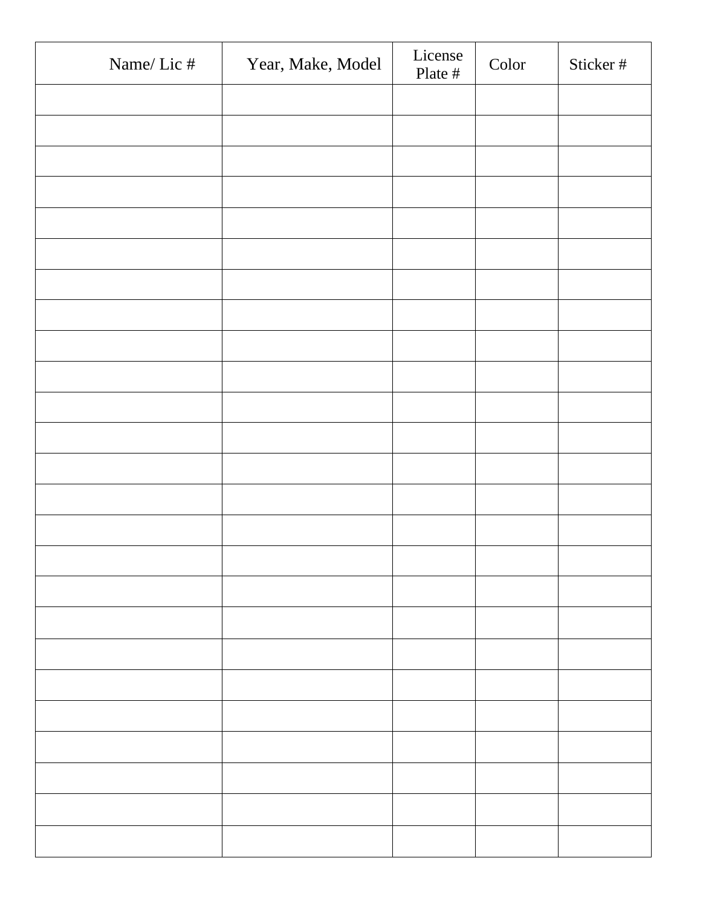| Name/ Lic # | Year, Make, Model | License Plate # | Color | Sticker # |
|---|---|---|---|---|
| | | | | |
| | | | | |
| | | | | |
| | | | | |
| | | | | |
| | | | | |
| | | | | |
| | | | | |
| | | | | |
| | | | | |
| | | | | |
| | | | | |
| | | | | |
| | | | | |
| | | | | |
| | | | | |
| | | | | |
| | | | | |
| | | | | |
| | | | | |
| | | | | |
| | | | | |
| | | | | |
| | | | | |
| | | | | |